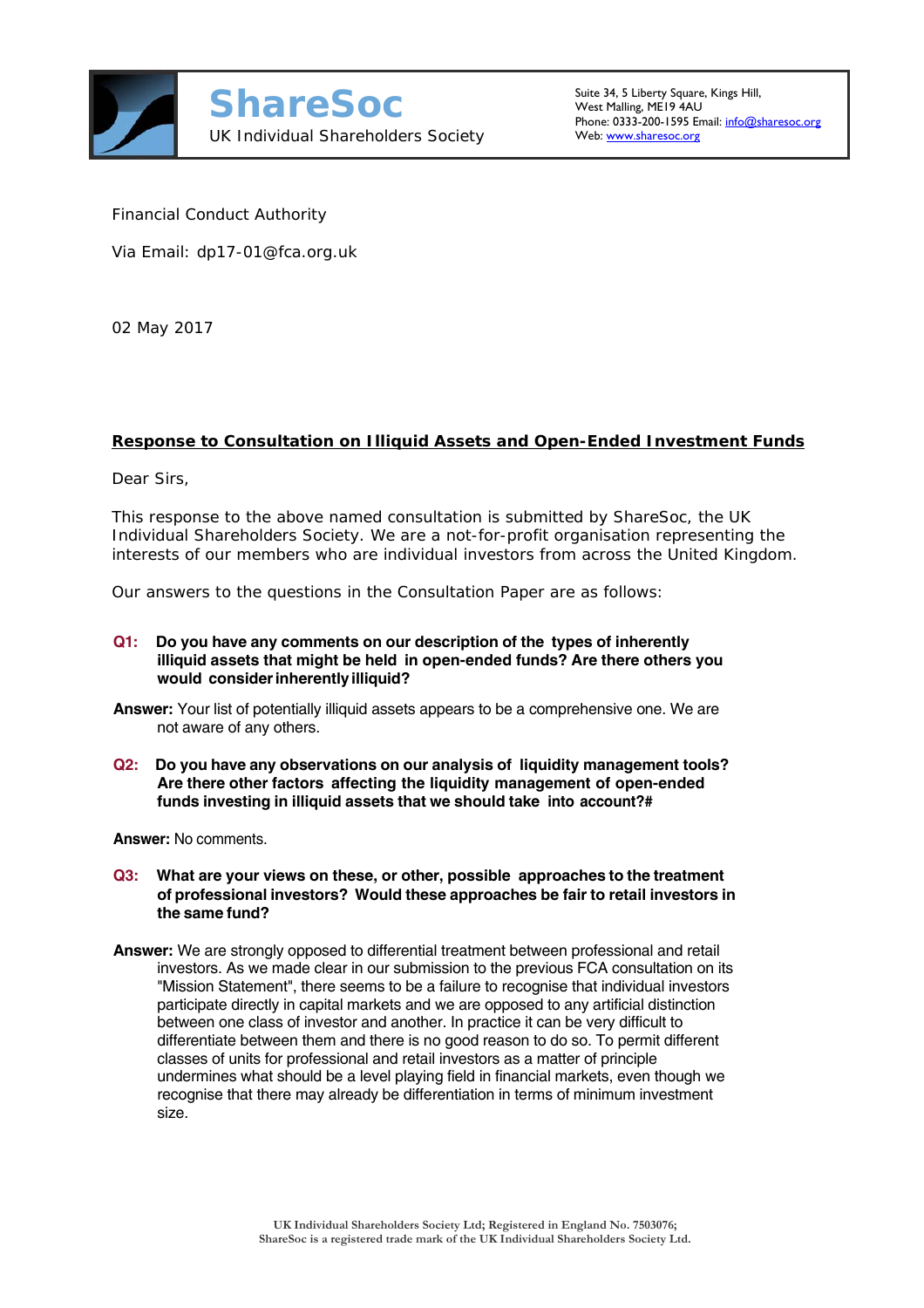**ShareSoc**

UK Individual Shareholders Society

Suite 34, 5 Liberty Square, Kings Hill,
West Malling, ME19 4AU
Phone: 0333-200-1595 Email: info@sharesoc.org
Web: www.sharesoc.org

Financial Conduct Authority

Via Email: dp17-01@fca.org.uk

02 May 2017

**Response to Consultation on Illiquid Assets and Open-Ended Investment Funds**

Dear Sirs,

This response to the above named consultation is submitted by ShareSoc, the UK Individual Shareholders Society. We are a not-for-profit organisation representing the interests of our members who are individual investors from across the United Kingdom.

Our answers to the questions in the Consultation Paper are as follows:

**Q1: Do you have any comments on our description of the types of inherently illiquid assets that might be held in open-ended funds? Are there others you would consider inherently illiquid?**

**Answer:** Your list of potentially illiquid assets appears to be a comprehensive one. We are not aware of any others.

**Q2: Do you have any observations on our analysis of liquidity management tools? Are there other factors affecting the liquidity management of open-ended funds investing in illiquid assets that we should take into account?#**

**Answer:** No comments.

**Q3: What are your views on these, or other, possible approaches to the treatment of professional investors? Would these approaches be fair to retail investors in the same fund?**

**Answer:** We are strongly opposed to differential treatment between professional and retail investors. As we made clear in our submission to the previous FCA consultation on its "Mission Statement", there seems to be a failure to recognise that individual investors participate directly in capital markets and we are opposed to any artificial distinction between one class of investor and another. In practice it can be very difficult to differentiate between them and there is no good reason to do so. To permit different classes of units for professional and retail investors as a matter of principle undermines what should be a level playing field in financial markets, even though we recognise that there may already be differentiation in terms of minimum investment size.

UK Individual Shareholders Society Ltd; Registered in England No. 7503076;
ShareSoc is a registered trade mark of the UK Individual Shareholders Society Ltd.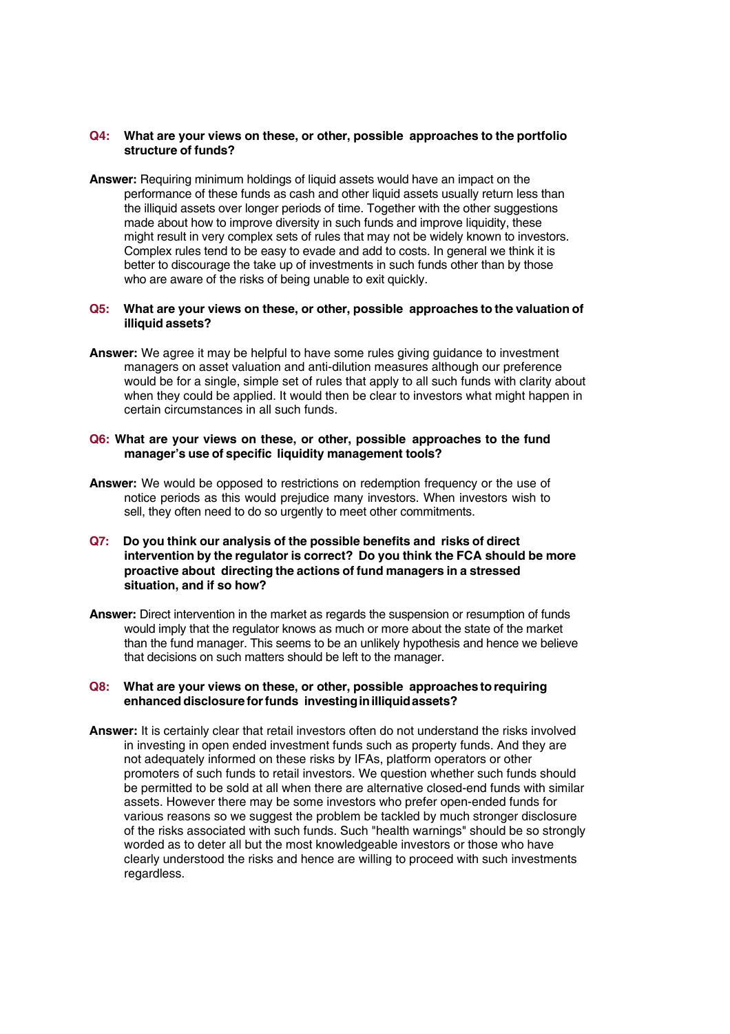**Q4: What are your views on these, or other, possible approaches to the portfolio structure of funds?**

**Answer:** Requiring minimum holdings of liquid assets would have an impact on the performance of these funds as cash and other liquid assets usually return less than the illiquid assets over longer periods of time. Together with the other suggestions made about how to improve diversity in such funds and improve liquidity, these might result in very complex sets of rules that may not be widely known to investors. Complex rules tend to be easy to evade and add to costs. In general we think it is better to discourage the take up of investments in such funds other than by those who are aware of the risks of being unable to exit quickly.

**Q5: What are your views on these, or other, possible approaches to the valuation of illiquid assets?**

**Answer:** We agree it may be helpful to have some rules giving guidance to investment managers on asset valuation and anti-dilution measures although our preference would be for a single, simple set of rules that apply to all such funds with clarity about when they could be applied. It would then be clear to investors what might happen in certain circumstances in all such funds.

**Q6: What are your views on these, or other, possible approaches to the fund manager's use of specific liquidity management tools?**

**Answer:** We would be opposed to restrictions on redemption frequency or the use of notice periods as this would prejudice many investors. When investors wish to sell, they often need to do so urgently to meet other commitments.

**Q7: Do you think our analysis of the possible benefits and risks of direct intervention by the regulator is correct? Do you think the FCA should be more proactive about directing the actions of fund managers in a stressed situation, and if so how?**

**Answer:** Direct intervention in the market as regards the suspension or resumption of funds would imply that the regulator knows as much or more about the state of the market than the fund manager. This seems to be an unlikely hypothesis and hence we believe that decisions on such matters should be left to the manager.

**Q8: What are your views on these, or other, possible approaches to requiring enhanced disclosure for funds investing in illiquid assets?**

**Answer:** It is certainly clear that retail investors often do not understand the risks involved in investing in open ended investment funds such as property funds. And they are not adequately informed on these risks by IFAs, platform operators or other promoters of such funds to retail investors. We question whether such funds should be permitted to be sold at all when there are alternative closed-end funds with similar assets. However there may be some investors who prefer open-ended funds for various reasons so we suggest the problem be tackled by much stronger disclosure of the risks associated with such funds. Such "health warnings" should be so strongly worded as to deter all but the most knowledgeable investors or those who have clearly understood the risks and hence are willing to proceed with such investments regardless.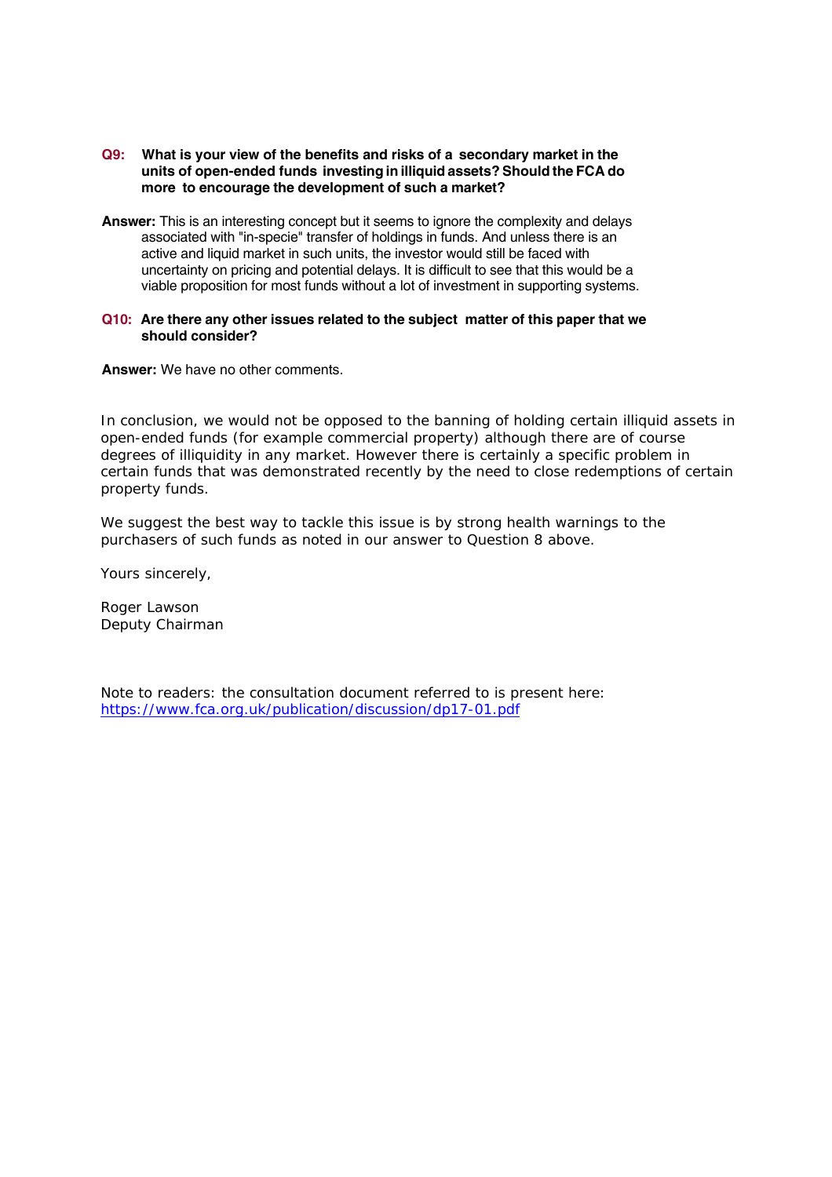**Q9: What is your view of the benefits and risks of a secondary market in the units of open-ended funds investing in illiquid assets? Should the FCA do more to encourage the development of such a market?**

**Answer:** This is an interesting concept but it seems to ignore the complexity and delays associated with "in-specie" transfer of holdings in funds. And unless there is an active and liquid market in such units, the investor would still be faced with uncertainty on pricing and potential delays. It is difficult to see that this would be a viable proposition for most funds without a lot of investment in supporting systems.

**Q10: Are there any other issues related to the subject matter of this paper that we should consider?**

**Answer:** We have no other comments.

In conclusion, we would not be opposed to the banning of holding certain illiquid assets in open-ended funds (for example commercial property) although there are of course degrees of illiquidity in any market. However there is certainly a specific problem in certain funds that was demonstrated recently by the need to close redemptions of certain property funds.

We suggest the best way to tackle this issue is by strong health warnings to the purchasers of such funds as noted in our answer to Question 8 above.

Yours sincerely,

Roger Lawson
Deputy Chairman

Note to readers: the consultation document referred to is present here: [https://www.fca.org.uk/publication/discussion/dp17-01.pdf](https://www.fca.org.uk/publication/discussion/dp17-01.pdf)